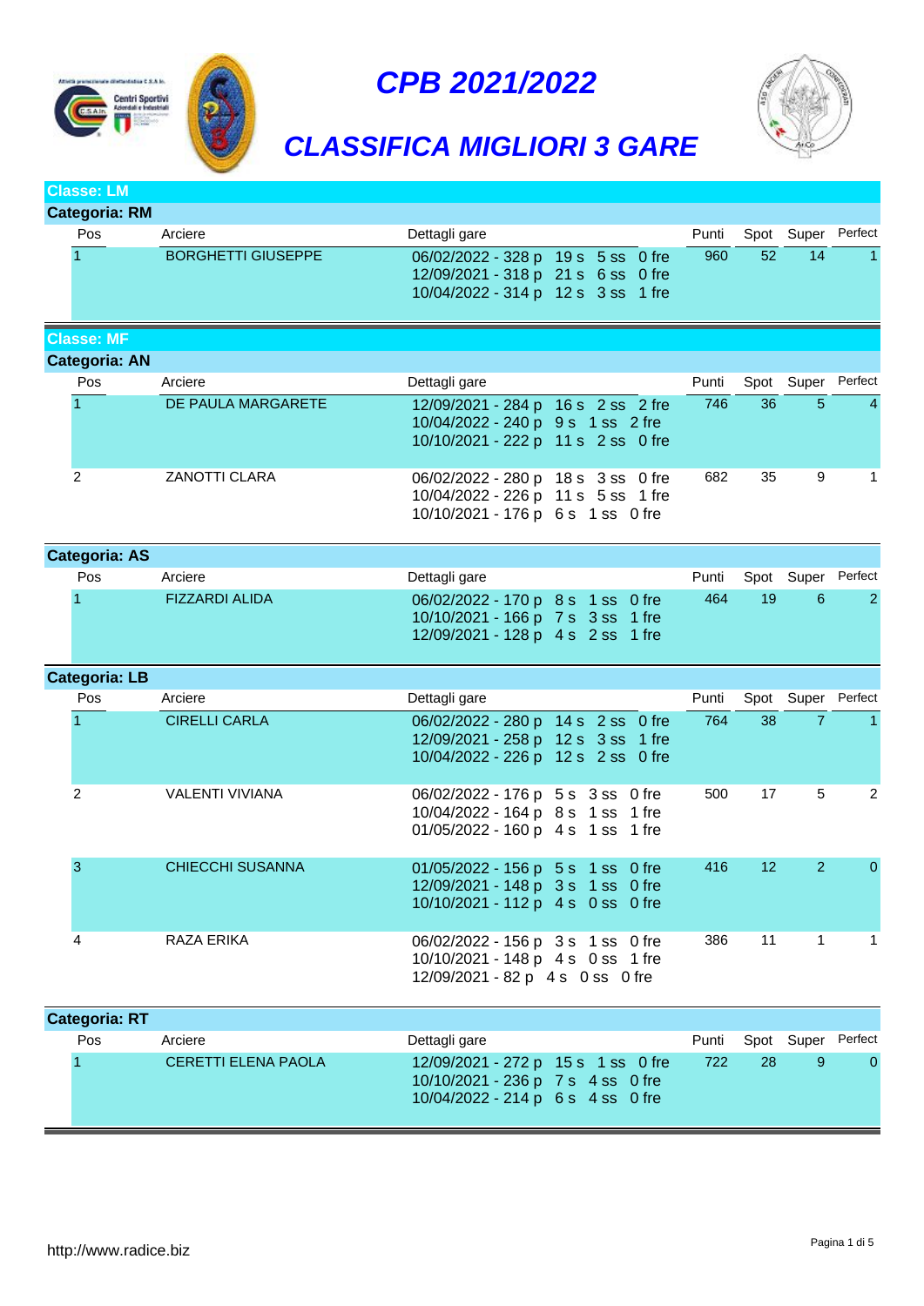# CPB 2021/2022

## CLASSIFICA MIGLIORI 3 GARE

### Classe: LM

#### Categoria: RM

| Pos | Arciere | Dettagli gare | Punti | Spot | Super | Perfect |
|---|---|---|---|---|---|---|
| 1 | BORGHETTI GIUSEPPE | 06/02/2022 - 328 p 19 s 5 ss 0 fre<br>12/09/2021 - 318 p 21 s 6 ss 0 fre<br>10/04/2022 - 314 p 12 s 3 ss 1 fre | 960 | 52 | 14 | 1 |

### Classe: MF

#### Categoria: AN

| Pos | Arciere | Dettagli gare | Punti | Spot | Super | Perfect |
|---|---|---|---|---|---|---|
| 1 | DE PAULA MARGARETE | 12/09/2021 - 284 p 16 s 2 ss 2 fre<br>10/04/2022 - 240 p 9 s 1 ss 2 fre<br>10/10/2021 - 222 p 11 s 2 ss 0 fre | 746 | 36 | 5 | 4 |
| 2 | ZANOTTI CLARA | 06/02/2022 - 280 p 18 s 3 ss 0 fre<br>10/04/2022 - 226 p 11 s 5 ss 1 fre<br>10/10/2021 - 176 p 6 s 1 ss 0 fre | 682 | 35 | 9 | 1 |

#### Categoria: AS

| Pos | Arciere | Dettagli gare | Punti | Spot | Super | Perfect |
|---|---|---|---|---|---|---|
| 1 | FIZZARDI ALIDA | 06/02/2022 - 170 p 8 s 1 ss 0 fre<br>10/10/2021 - 166 p 7 s 3 ss 1 fre<br>12/09/2021 - 128 p 4 s 2 ss 1 fre | 464 | 19 | 6 | 2 |

#### Categoria: LB

| Pos | Arciere | Dettagli gare | Punti | Spot | Super | Perfect |
|---|---|---|---|---|---|---|
| 1 | CIRELLI CARLA | 06/02/2022 - 280 p 14 s 2 ss 0 fre<br>12/09/2021 - 258 p 12 s 3 ss 1 fre<br>10/04/2022 - 226 p 12 s 2 ss 0 fre | 764 | 38 | 7 | 1 |
| 2 | VALENTI VIVIANA | 06/02/2022 - 176 p 5 s 3 ss 0 fre<br>10/04/2022 - 164 p 8 s 1 ss 1 fre<br>01/05/2022 - 160 p 4 s 1 ss 1 fre | 500 | 17 | 5 | 2 |
| 3 | CHIECCHI SUSANNA | 01/05/2022 - 156 p 5 s 1 ss 0 fre<br>12/09/2021 - 148 p 3 s 1 ss 0 fre<br>10/10/2021 - 112 p 4 s 0 ss 0 fre | 416 | 12 | 2 | 0 |
| 4 | RAZA ERIKA | 06/02/2022 - 156 p 3 s 1 ss 0 fre<br>10/10/2021 - 148 p 4 s 0 ss 1 fre<br>12/09/2021 - 82 p 4 s 0 ss 0 fre | 386 | 11 | 1 | 1 |

#### Categoria: RT

| Pos | Arciere | Dettagli gare | Punti | Spot | Super | Perfect |
|---|---|---|---|---|---|---|
| 1 | CERETTI ELENA PAOLA | 12/09/2021 - 272 p 15 s 1 ss 0 fre<br>10/10/2021 - 236 p 7 s 4 ss 0 fre<br>10/04/2022 - 214 p 6 s 4 ss 0 fre | 722 | 28 | 9 | 0 |

http://www.radice.biz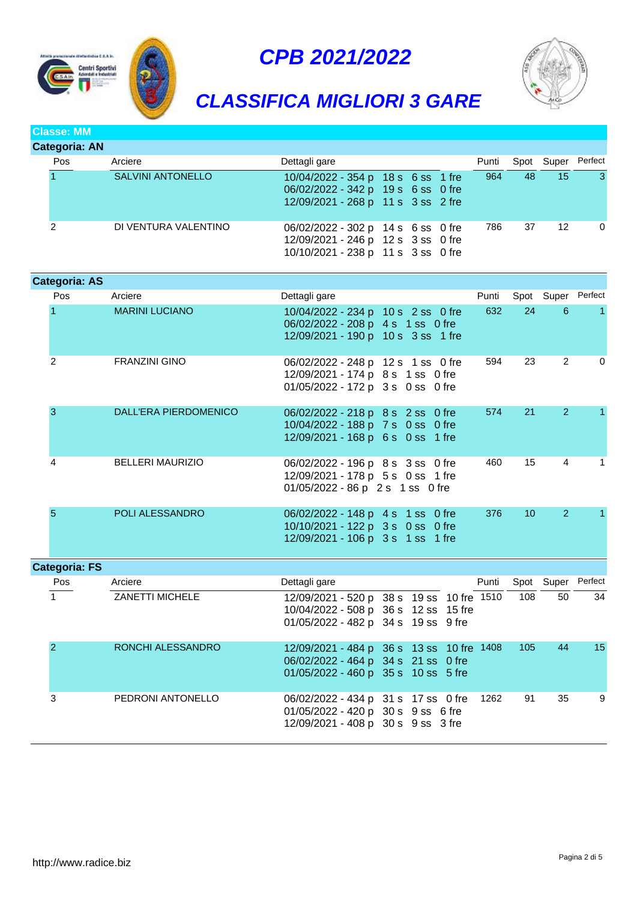# CPB 2021/2022

## CLASSIFICA MIGLIORI 3 GARE

**Classe: MM**

**Categoria: AN**

| Pos | Arciere | Dettagli gare | Punti | Spot | Super | Perfect |
|---|---|---|---|---|---|---|
| 1 | SALVINI ANTONELLO | 10/04/2022 - 354 p 18 s 6 ss 1 fre<br>06/02/2022 - 342 p 19 s 6 ss 0 fre<br>12/09/2021 - 268 p 11 s 3 ss 2 fre | 964 | 48 | 15 | 3 |
| 2 | DI VENTURA VALENTINO | 06/02/2022 - 302 p 14 s 6 ss 0 fre<br>12/09/2021 - 246 p 12 s 3 ss 0 fre<br>10/10/2021 - 238 p 11 s 3 ss 0 fre | 786 | 37 | 12 | 0 |

**Categoria: AS**

| Pos | Arciere | Dettagli gare | Punti | Spot | Super | Perfect |
|---|---|---|---|---|---|---|
| 1 | MARINI LUCIANO | 10/04/2022 - 234 p 10 s 2 ss 0 fre<br>06/02/2022 - 208 p 4 s 1 ss 0 fre<br>12/09/2021 - 190 p 10 s 3 ss 1 fre | 632 | 24 | 6 | 1 |
| 2 | FRANZINI GINO | 06/02/2022 - 248 p 12 s 1 ss 0 fre<br>12/09/2021 - 174 p 8 s 1 ss 0 fre<br>01/05/2022 - 172 p 3 s 0 ss 0 fre | 594 | 23 | 2 | 0 |
| 3 | DALL'ERA PIERDOMENICO | 06/02/2022 - 218 p 8 s 2 ss 0 fre<br>10/04/2022 - 188 p 7 s 0 ss 0 fre<br>12/09/2021 - 168 p 6 s 0 ss 1 fre | 574 | 21 | 2 | 1 |
| 4 | BELLERI MAURIZIO | 06/02/2022 - 196 p 8 s 3 ss 0 fre<br>12/09/2021 - 178 p 5 s 0 ss 1 fre<br>01/05/2022 - 86 p 2 s 1 ss 0 fre | 460 | 15 | 4 | 1 |
| 5 | POLI ALESSANDRO | 06/02/2022 - 148 p 4 s 1 ss 0 fre<br>10/10/2021 - 122 p 3 s 0 ss 0 fre<br>12/09/2021 - 106 p 3 s 1 ss 1 fre | 376 | 10 | 2 | 1 |

**Categoria: FS**

| Pos | Arciere | Dettagli gare | Punti | Spot | Super | Perfect |
|---|---|---|---|---|---|---|
| 1 | ZANETTI MICHELE | 12/09/2021 - 520 p 38 s 19 ss 10 fre<br>10/04/2022 - 508 p 36 s 12 ss 15 fre<br>01/05/2022 - 482 p 34 s 19 ss 9 fre | 1510 | 108 | 50 | 34 |
| 2 | RONCHI ALESSANDRO | 12/09/2021 - 484 p 36 s 13 ss 10 fre<br>06/02/2022 - 464 p 34 s 21 ss 0 fre<br>01/05/2022 - 460 p 35 s 10 ss 5 fre | 1408 | 105 | 44 | 15 |
| 3 | PEDRONI ANTONELLO | 06/02/2022 - 434 p 31 s 17 ss 0 fre<br>01/05/2022 - 420 p 30 s 9 ss 6 fre<br>12/09/2021 - 408 p 30 s 9 ss 3 fre | 1262 | 91 | 35 | 9 |

http://www.radice.biz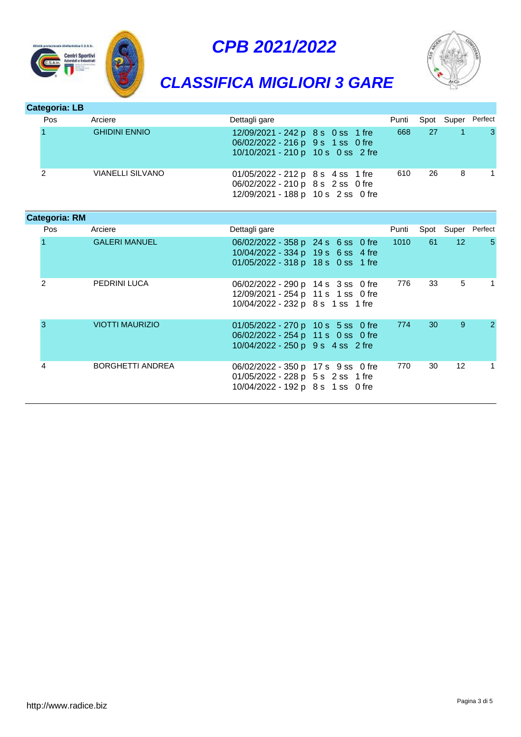# CPB 2021/2022

## CLASSIFICA MIGLIORI 3 GARE

### Categoria: LB

| Pos | Arciere | Dettagli gare | Punti | Spot | Super | Perfect |
|---|---|---|---|---|---|---|
| 1 | GHIDINI ENNIO | 12/09/2021 - 242 p 8 s 0 ss 1 fre<br>06/02/2022 - 216 p 9 s 1 ss 0 fre<br>10/10/2021 - 210 p 10 s 0 ss 2 fre | 668 | 27 | 1 | 3 |
| 2 | VIANELLI SILVANO | 01/05/2022 - 212 p 8 s 4 ss 1 fre<br>06/02/2022 - 210 p 8 s 2 ss 0 fre<br>12/09/2021 - 188 p 10 s 2 ss 0 fre | 610 | 26 | 8 | 1 |

### Categoria: RM

| Pos | Arciere | Dettagli gare | Punti | Spot | Super | Perfect |
|---|---|---|---|---|---|---|
| 1 | GALERI MANUEL | 06/02/2022 - 358 p 24 s 6 ss 0 fre<br>10/04/2022 - 334 p 19 s 6 ss 4 fre<br>01/05/2022 - 318 p 18 s 0 ss 1 fre | 1010 | 61 | 12 | 5 |
| 2 | PEDRINI LUCA | 06/02/2022 - 290 p 14 s 3 ss 0 fre<br>12/09/2021 - 254 p 11 s 1 ss 0 fre<br>10/04/2022 - 232 p 8 s 1 ss 1 fre | 776 | 33 | 5 | 1 |
| 3 | VIOTTI MAURIZIO | 01/05/2022 - 270 p 10 s 5 ss 0 fre<br>06/02/2022 - 254 p 11 s 0 ss 0 fre<br>10/04/2022 - 250 p 9 s 4 ss 2 fre | 774 | 30 | 9 | 2 |
| 4 | BORGHETTI ANDREA | 06/02/2022 - 350 p 17 s 9 ss 0 fre<br>01/05/2022 - 228 p 5 s 2 ss 1 fre<br>10/04/2022 - 192 p 8 s 1 ss 0 fre | 770 | 30 | 12 | 1 |

http://www.radice.biz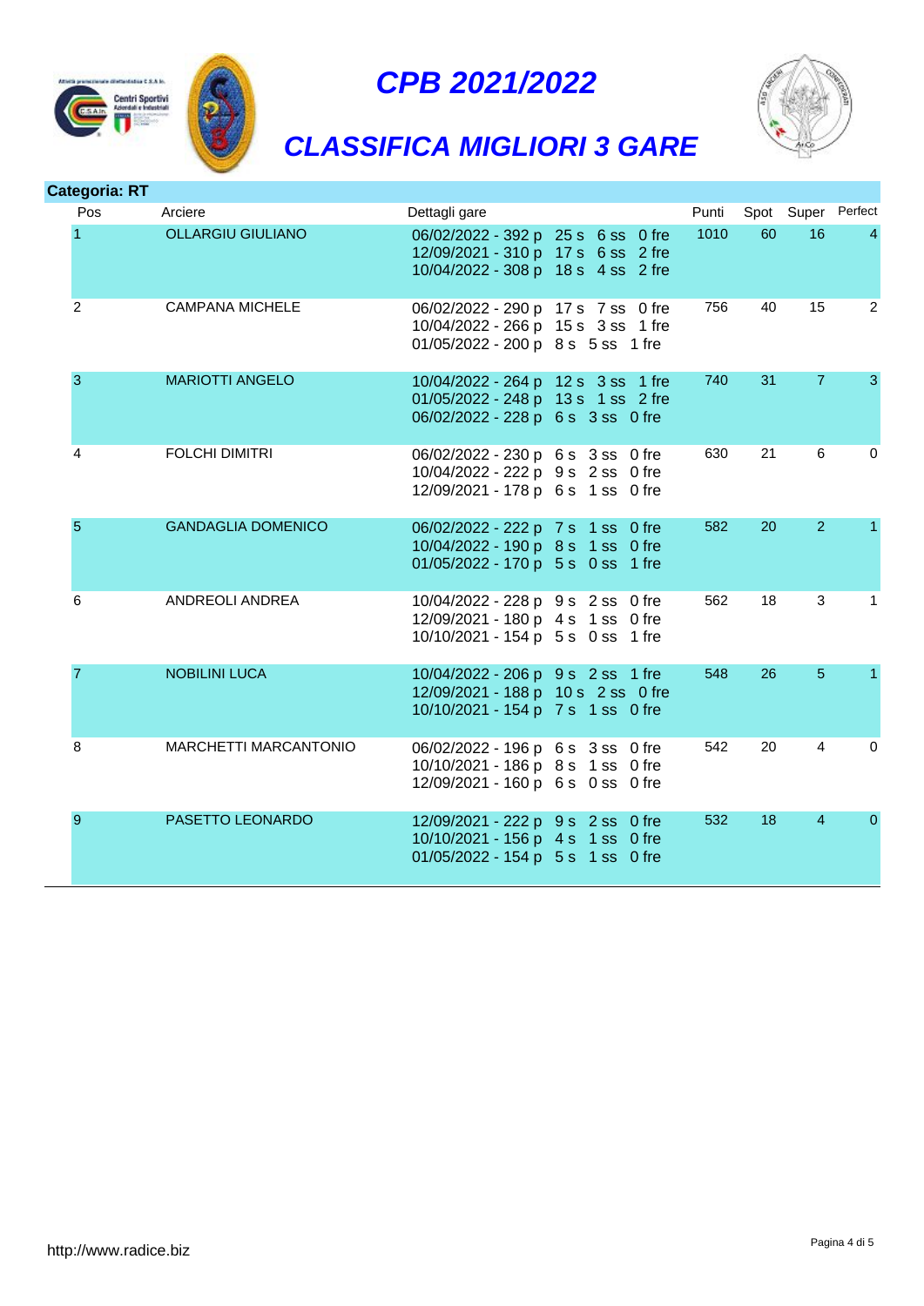# CPB 2021/2022

## CLASSIFICA MIGLIORI 3 GARE

**Categoria: RT**

| Pos | Arciere | Dettagli gare | Punti | Spot | Super | Perfect |
|---|---|---|---|---|---|---|
| 1 | OLLARGIU GIULIANO | 06/02/2022 - 392 p 25 s 6 ss 0 fre<br>12/09/2021 - 310 p 17 s 6 ss 2 fre<br>10/04/2022 - 308 p 18 s 4 ss 2 fre | 1010 | 60 | 16 | 4 |
| 2 | CAMPANA MICHELE | 06/02/2022 - 290 p 17 s 7 ss 0 fre<br>10/04/2022 - 266 p 15 s 3 ss 1 fre<br>01/05/2022 - 200 p 8 s 5 ss 1 fre | 756 | 40 | 15 | 2 |
| 3 | MARIOTTI ANGELO | 10/04/2022 - 264 p 12 s 3 ss 1 fre<br>01/05/2022 - 248 p 13 s 1 ss 2 fre<br>06/02/2022 - 228 p 6 s 3 ss 0 fre | 740 | 31 | 7 | 3 |
| 4 | FOLCHI DIMITRI | 06/02/2022 - 230 p 6 s 3 ss 0 fre<br>10/04/2022 - 222 p 9 s 2 ss 0 fre<br>12/09/2021 - 178 p 6 s 1 ss 0 fre | 630 | 21 | 6 | 0 |
| 5 | GANDAGLIA DOMENICO | 06/02/2022 - 222 p 7 s 1 ss 0 fre<br>10/04/2022 - 190 p 8 s 1 ss 0 fre<br>01/05/2022 - 170 p 5 s 0 ss 1 fre | 582 | 20 | 2 | 1 |
| 6 | ANDREOLI ANDREA | 10/04/2022 - 228 p 9 s 2 ss 0 fre<br>12/09/2021 - 180 p 4 s 1 ss 0 fre<br>10/10/2021 - 154 p 5 s 0 ss 1 fre | 562 | 18 | 3 | 1 |
| 7 | NOBILINI LUCA | 10/04/2022 - 206 p 9 s 2 ss 1 fre<br>12/09/2021 - 188 p 10 s 2 ss 0 fre<br>10/10/2021 - 154 p 7 s 1 ss 0 fre | 548 | 26 | 5 | 1 |
| 8 | MARCHETTI MARCANTONIO | 06/02/2022 - 196 p 6 s 3 ss 0 fre<br>10/10/2021 - 186 p 8 s 1 ss 0 fre<br>12/09/2021 - 160 p 6 s 0 ss 0 fre | 542 | 20 | 4 | 0 |
| 9 | PASETTO LEONARDO | 12/09/2021 - 222 p 9 s 2 ss 0 fre<br>10/10/2021 - 156 p 4 s 1 ss 0 fre<br>01/05/2022 - 154 p 5 s 1 ss 0 fre | 532 | 18 | 4 | 0 |

http://www.radice.biz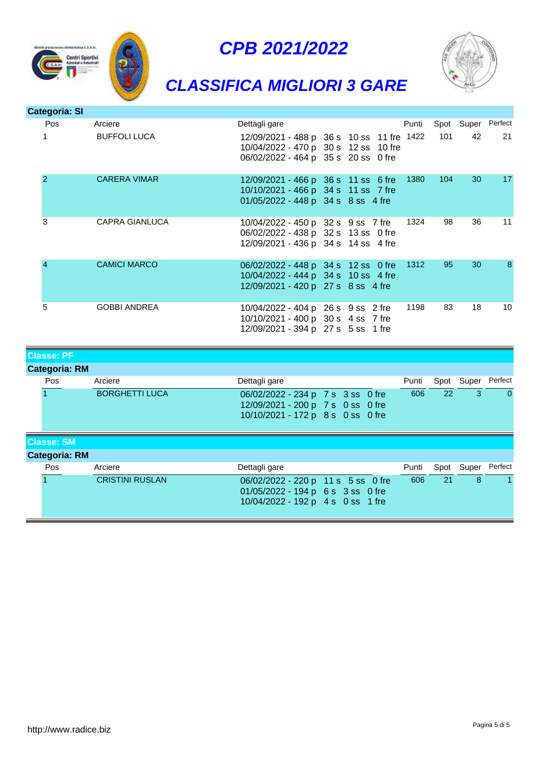# CPB 2021/2022

## CLASSIFICA MIGLIORI 3 GARE

**Categoria: SI**

| Pos | Arciere | Dettagli gare | Punti | Spot | Super | Perfect |
|---|---|---|---|---|---|---|
| 1 | BUFFOLI LUCA | 12/09/2021 - 488 p 36 s 10 ss 11 fre<br>10/04/2022 - 470 p 30 s 12 ss 10 fre<br>06/02/2022 - 464 p 35 s 20 ss 0 fre | 1422 | 101 | 42 | 21 |
| 2 | CARERA VIMAR | 12/09/2021 - 466 p 36 s 11 ss 6 fre<br>10/10/2021 - 466 p 34 s 11 ss 7 fre<br>01/05/2022 - 448 p 34 s 8 ss 4 fre | 1380 | 104 | 30 | 17 |
| 3 | CAPRA GIANLUCA | 10/04/2022 - 450 p 32 s 9 ss 7 fre<br>06/02/2022 - 438 p 32 s 13 ss 0 fre<br>12/09/2021 - 436 p 34 s 14 ss 4 fre | 1324 | 98 | 36 | 11 |
| 4 | CAMICI MARCO | 06/02/2022 - 448 p 34 s 12 ss 0 fre<br>10/04/2022 - 444 p 34 s 10 ss 4 fre<br>12/09/2021 - 420 p 27 s 8 ss 4 fre | 1312 | 95 | 30 | 8 |
| 5 | GOBBI ANDREA | 10/04/2022 - 404 p 26 s 9 ss 2 fre<br>10/10/2021 - 400 p 30 s 4 ss 7 fre<br>12/09/2021 - 394 p 27 s 5 ss 1 fre | 1198 | 83 | 18 | 10 |

**Classe: PF**

**Categoria: RM**

| Pos | Arciere | Dettagli gare | Punti | Spot | Super | Perfect |
|---|---|---|---|---|---|---|
| 1 | BORGHETTI LUCA | 06/02/2022 - 234 p 7 s 3 ss 0 fre<br>12/09/2021 - 200 p 7 s 0 ss 0 fre<br>10/10/2021 - 172 p 8 s 0 ss 0 fre | 606 | 22 | 3 | 0 |

**Classe: SM**

**Categoria: RM**

| Pos | Arciere | Dettagli gare | Punti | Spot | Super | Perfect |
|---|---|---|---|---|---|---|
| 1 | CRISTINI RUSLAN | 06/02/2022 - 220 p 11 s 5 ss 0 fre<br>01/05/2022 - 194 p 6 s 3 ss 0 fre<br>10/04/2022 - 192 p 4 s 0 ss 1 fre | 606 | 21 | 8 | 1 |

http://www.radice.biz